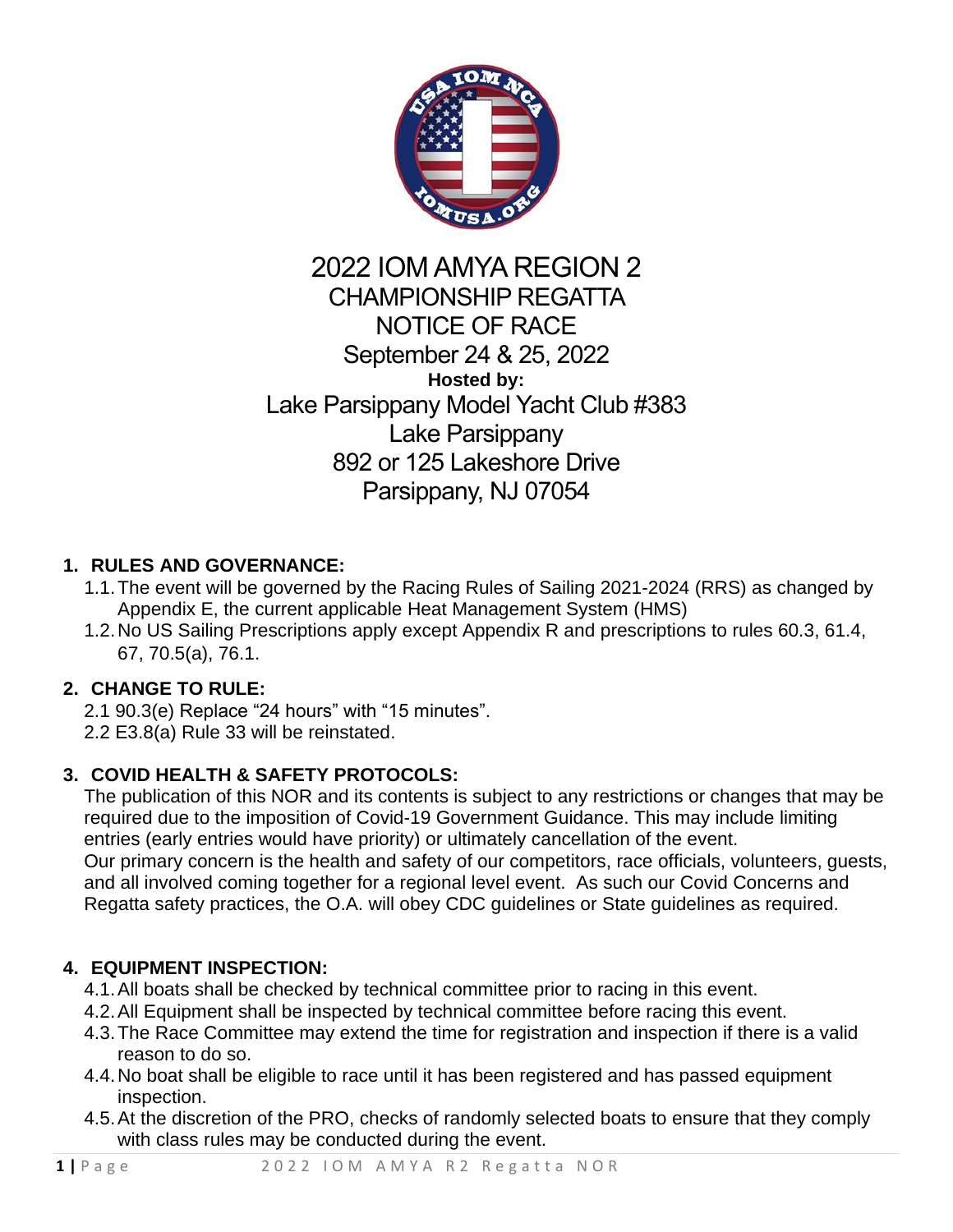# 2022 IOM AMYA REGION 2 CHAMPIONSHIP REGATTA NOTICE OF RACE

September 24 & 25, 2022

**Hosted by:**

Lake Parsippany Model Yacht Club #383
Lake Parsippany
892 or 125 Lakeshore Drive
Parsippany, NJ 07054

## 1. RULES AND GOVERNANCE:

1.1. The event will be governed by the Racing Rules of Sailing 2021-2024 (RRS) as changed by Appendix E, the current applicable Heat Management System (HMS)

1.2. No US Sailing Prescriptions apply except Appendix R and prescriptions to rules 60.3, 61.4, 67, 70.5(a), 76.1.

## 2. CHANGE TO RULE:

2.1 90.3(e) Replace "24 hours" with "15 minutes".

2.2 E3.8(a) Rule 33 will be reinstated.

## 3. COVID HEALTH & SAFETY PROTOCOLS:

The publication of this NOR and its contents is subject to any restrictions or changes that may be required due to the imposition of Covid-19 Government Guidance. This may include limiting entries (early entries would have priority) or ultimately cancellation of the event.

Our primary concern is the health and safety of our competitors, race officials, volunteers, guests, and all involved coming together for a regional level event. As such our Covid Concerns and Regatta safety practices, the O.A. will obey CDC guidelines or State guidelines as required.

## 4. EQUIPMENT INSPECTION:

4.1. All boats shall be checked by technical committee prior to racing in this event.

4.2. All Equipment shall be inspected by technical committee before racing this event.

4.3. The Race Committee may extend the time for registration and inspection if there is a valid reason to do so.

4.4. No boat shall be eligible to race until it has been registered and has passed equipment inspection.

4.5. At the discretion of the PRO, checks of randomly selected boats to ensure that they comply with class rules may be conducted during the event.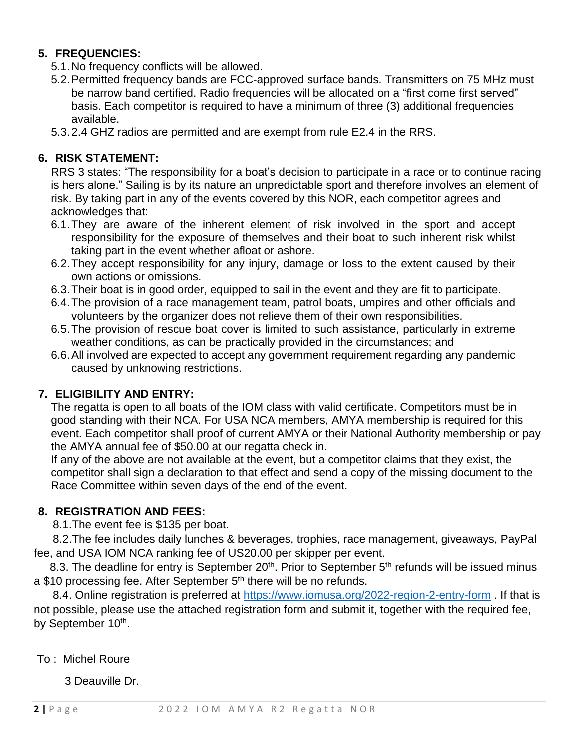## 5. FREQUENCIES:

5.1. No frequency conflicts will be allowed.

5.2. Permitted frequency bands are FCC-approved surface bands. Transmitters on 75 MHz must be narrow band certified. Radio frequencies will be allocated on a "first come first served" basis. Each competitor is required to have a minimum of three (3) additional frequencies available.

5.3. 2.4 GHZ radios are permitted and are exempt from rule E2.4 in the RRS.

## 6. RISK STATEMENT:

RRS 3 states: "The responsibility for a boat's decision to participate in a race or to continue racing is hers alone." Sailing is by its nature an unpredictable sport and therefore involves an element of risk. By taking part in any of the events covered by this NOR, each competitor agrees and acknowledges that:

6.1. They are aware of the inherent element of risk involved in the sport and accept responsibility for the exposure of themselves and their boat to such inherent risk whilst taking part in the event whether afloat or ashore.

6.2. They accept responsibility for any injury, damage or loss to the extent caused by their own actions or omissions.

6.3. Their boat is in good order, equipped to sail in the event and they are fit to participate.

6.4. The provision of a race management team, patrol boats, umpires and other officials and volunteers by the organizer does not relieve them of their own responsibilities.

6.5. The provision of rescue boat cover is limited to such assistance, particularly in extreme weather conditions, as can be practically provided in the circumstances; and

6.6. All involved are expected to accept any government requirement regarding any pandemic caused by unknowing restrictions.

## 7. ELIGIBILITY AND ENTRY:

The regatta is open to all boats of the IOM class with valid certificate. Competitors must be in good standing with their NCA. For USA NCA members, AMYA membership is required for this event. Each competitor shall proof of current AMYA or their National Authority membership or pay the AMYA annual fee of $50.00 at our regatta check in.

If any of the above are not available at the event, but a competitor claims that they exist, the competitor shall sign a declaration to that effect and send a copy of the missing document to the Race Committee within seven days of the end of the event.

## 8. REGISTRATION AND FEES:

8.1. The event fee is $135 per boat.

8.2. The fee includes daily lunches & beverages, trophies, race management, giveaways, PayPal fee, and USA IOM NCA ranking fee of US20.00 per skipper per event.

8.3. The deadline for entry is September 20th. Prior to September 5th refunds will be issued minus a $10 processing fee. After September 5th there will be no refunds.

8.4. Online registration is preferred at https://www.iomusa.org/2022-region-2-entry-form . If that is not possible, please use the attached registration form and submit it, together with the required fee, by September 10th.

To : Michel Roure

3 Deauville Dr.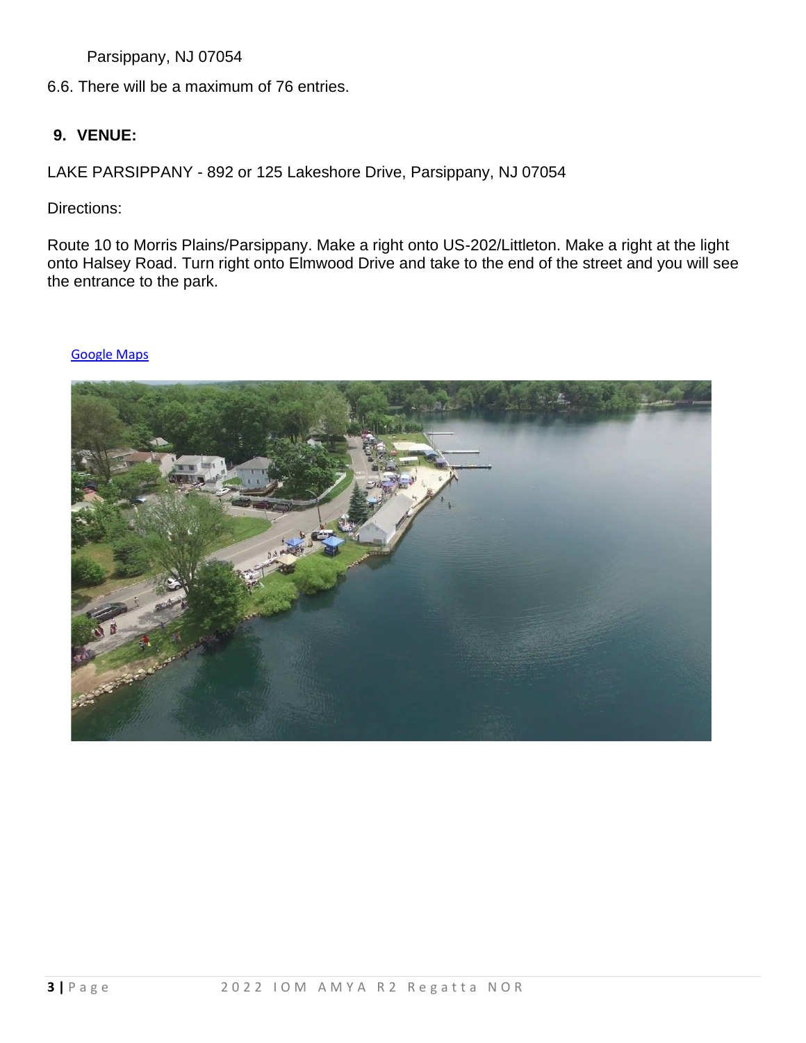Parsippany, NJ 07054

6.6. There will be a maximum of 76 entries.

## 9. VENUE:

LAKE PARSIPPANY - 892 or 125 Lakeshore Drive, Parsippany, NJ 07054

Directions:

Route 10 to Morris Plains/Parsippany. Make a right onto US-202/Littleton. Make a right at the light onto Halsey Road. Turn right onto Elmwood Drive and take to the end of the street and you will see the entrance to the park.

Google Maps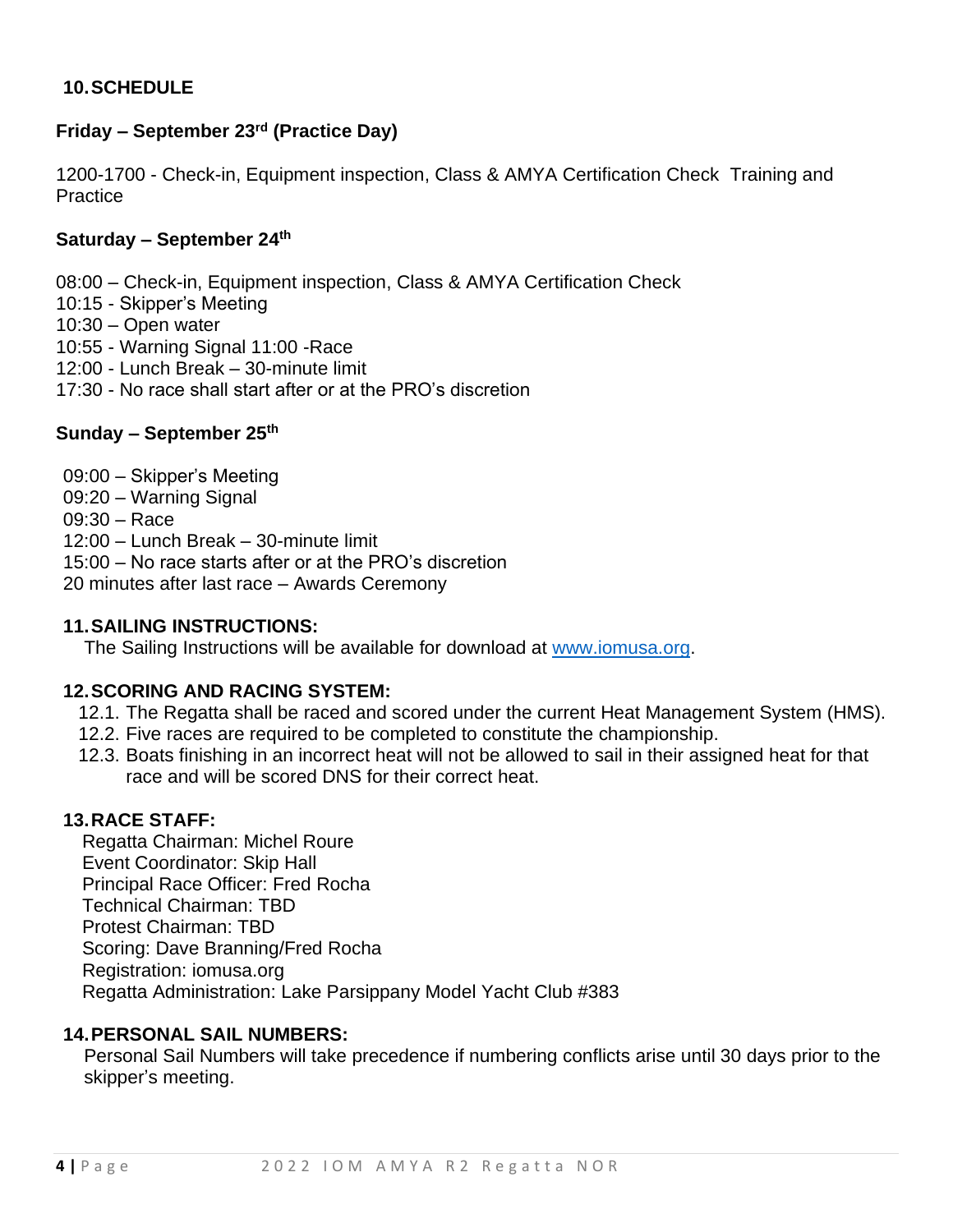## 10. SCHEDULE

### Friday – September 23rd (Practice Day)

1200-1700 - Check-in, Equipment inspection, Class & AMYA Certification Check  Training and Practice

### Saturday – September 24th

08:00 – Check-in, Equipment inspection, Class & AMYA Certification Check
10:15 - Skipper's Meeting
10:30 – Open water
10:55 - Warning Signal 11:00 -Race
12:00 - Lunch Break – 30-minute limit
17:30 - No race shall start after or at the PRO's discretion

### Sunday – September 25th

09:00 – Skipper's Meeting
09:20 – Warning Signal
09:30 – Race
12:00 – Lunch Break – 30-minute limit
15:00 – No race starts after or at the PRO's discretion
20 minutes after last race – Awards Ceremony

## 11. SAILING INSTRUCTIONS:

The Sailing Instructions will be available for download at [www.iomusa.org](http://www.iomusa.org).

## 12. SCORING AND RACING SYSTEM:

12.1. The Regatta shall be raced and scored under the current Heat Management System (HMS).
12.2. Five races are required to be completed to constitute the championship.
12.3. Boats finishing in an incorrect heat will not be allowed to sail in their assigned heat for that race and will be scored DNS for their correct heat.

## 13. RACE STAFF:

Regatta Chairman: Michel Roure
Event Coordinator: Skip Hall
Principal Race Officer: Fred Rocha
Technical Chairman: TBD
Protest Chairman: TBD
Scoring: Dave Branning/Fred Rocha
Registration: iomusa.org
Regatta Administration: Lake Parsippany Model Yacht Club #383

## 14. PERSONAL SAIL NUMBERS:

Personal Sail Numbers will take precedence if numbering conflicts arise until 30 days prior to the skipper's meeting.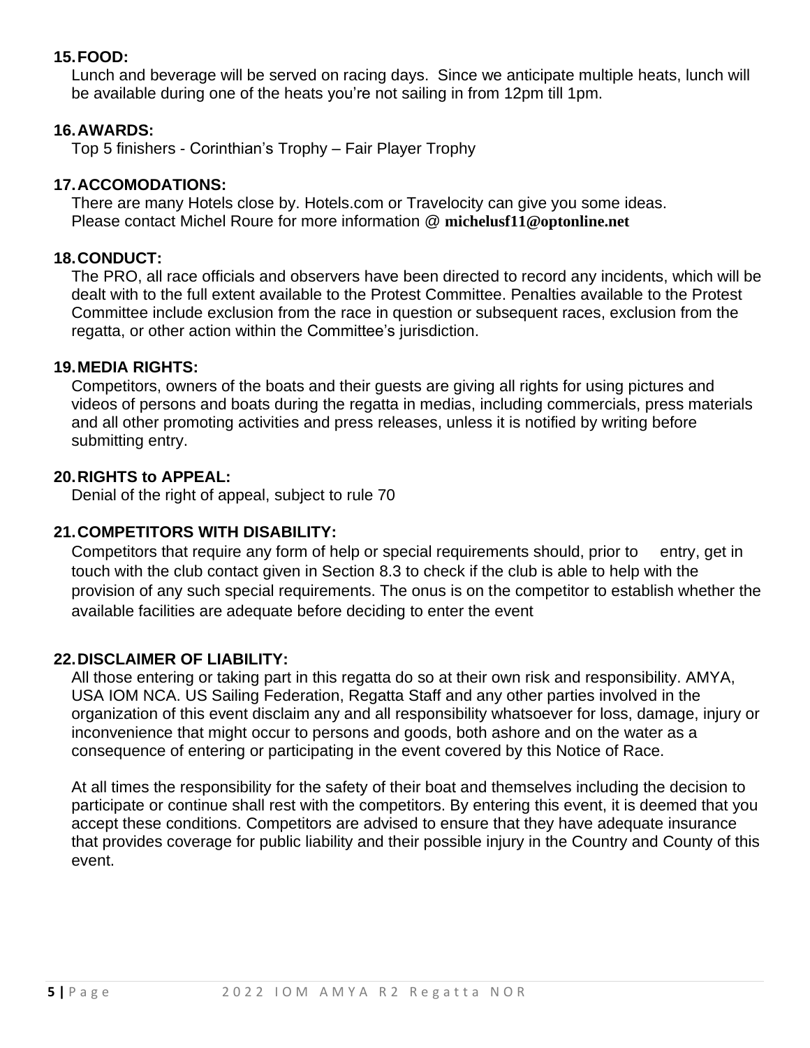## 15. FOOD:

Lunch and beverage will be served on racing days. Since we anticipate multiple heats, lunch will be available during one of the heats you're not sailing in from 12pm till 1pm.

## 16. AWARDS:

Top 5 finishers - Corinthian's Trophy – Fair Player Trophy

## 17. ACCOMODATIONS:

There are many Hotels close by. Hotels.com or Travelocity can give you some ideas.
Please contact Michel Roure for more information @ **michelusf11@optonline.net**

## 18. CONDUCT:

The PRO, all race officials and observers have been directed to record any incidents, which will be dealt with to the full extent available to the Protest Committee. Penalties available to the Protest Committee include exclusion from the race in question or subsequent races, exclusion from the regatta, or other action within the Committee's jurisdiction.

## 19. MEDIA RIGHTS:

Competitors, owners of the boats and their guests are giving all rights for using pictures and videos of persons and boats during the regatta in medias, including commercials, press materials and all other promoting activities and press releases, unless it is notified by writing before submitting entry.

## 20. RIGHTS to APPEAL:

Denial of the right of appeal, subject to rule 70

## 21. COMPETITORS WITH DISABILITY:

Competitors that require any form of help or special requirements should, prior to entry, get in touch with the club contact given in Section 8.3 to check if the club is able to help with the provision of any such special requirements. The onus is on the competitor to establish whether the available facilities are adequate before deciding to enter the event

## 22. DISCLAIMER OF LIABILITY:

All those entering or taking part in this regatta do so at their own risk and responsibility. AMYA, USA IOM NCA. US Sailing Federation, Regatta Staff and any other parties involved in the organization of this event disclaim any and all responsibility whatsoever for loss, damage, injury or inconvenience that might occur to persons and goods, both ashore and on the water as a consequence of entering or participating in the event covered by this Notice of Race.

At all times the responsibility for the safety of their boat and themselves including the decision to participate or continue shall rest with the competitors. By entering this event, it is deemed that you accept these conditions. Competitors are advised to ensure that they have adequate insurance that provides coverage for public liability and their possible injury in the Country and County of this event.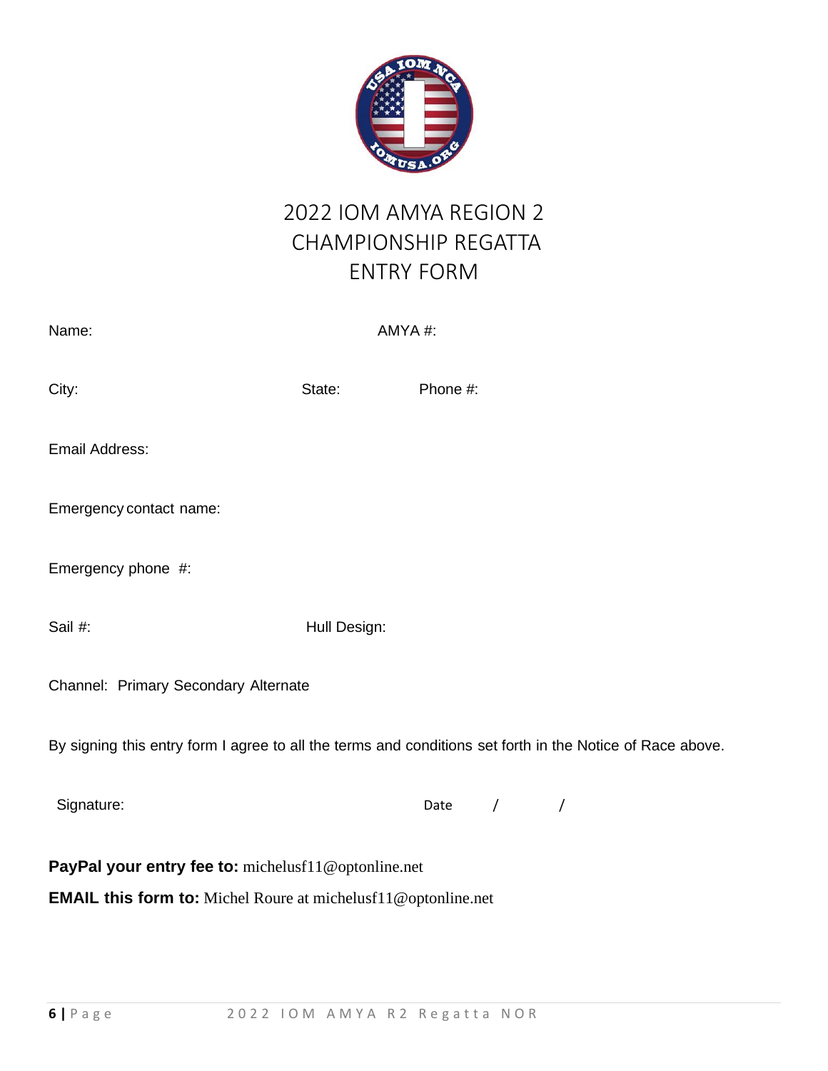# 2022 IOM AMYA REGION 2 CHAMPIONSHIP REGATTA ENTRY FORM

Name: AMYA #:

City: State: Phone #:

Email Address:

Emergency contact name:

Emergency phone #:

Sail #: Hull Design:

Channel: Primary Secondary Alternate

By signing this entry form I agree to all the terms and conditions set forth in the Notice of Race above.

Signature: Date / /

**PayPal your entry fee to:** michelusf11@optonline.net

**EMAIL this form to:** Michel Roure at michelusf11@optonline.net